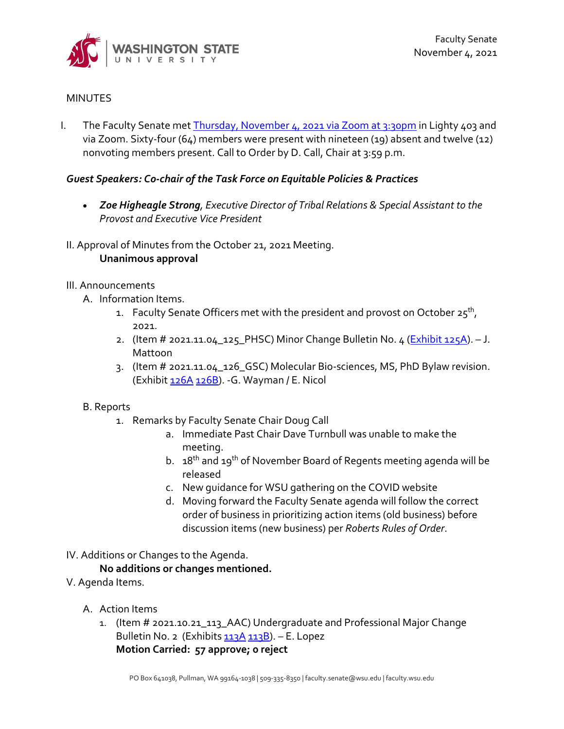Faculty Senate
November 4, 2021

MINUTES

I. The Faculty Senate met Thursday, November 4, 2021 via Zoom at 3:30pm in Lighty 403 and via Zoom. Sixty-four (64) members were present with nineteen (19) absent and twelve (12) nonvoting members present. Call to Order by D. Call, Chair at 3:59 p.m.

***Guest Speakers: Co-chair of the Task Force on Equitable Policies & Practices***

- ***Zoe Higheagle Strong***, *Executive Director of Tribal Relations & Special Assistant to the Provost and Executive Vice President*

II. Approval of Minutes from the October 21, 2021 Meeting.
**Unanimous approval**

III. Announcements

A. Information Items.

1. Faculty Senate Officers met with the president and provost on October 25th, 2021.
2. (Item # 2021.11.04_125_PHSC) Minor Change Bulletin No. 4 (Exhibit 125A). – J. Mattoon
3. (Item # 2021.11.04_126_GSC) Molecular Bio-sciences, MS, PhD Bylaw revision. (Exhibit 126A 126B). -G. Wayman / E. Nicol

B. Reports

1. Remarks by Faculty Senate Chair Doug Call
   a. Immediate Past Chair Dave Turnbull was unable to make the meeting.
   b. 18th and 19th of November Board of Regents meeting agenda will be released
   c. New guidance for WSU gathering on the COVID website
   d. Moving forward the Faculty Senate agenda will follow the correct order of business in prioritizing action items (old business) before discussion items (new business) per *Roberts Rules of Order*.

IV. Additions or Changes to the Agenda.
**No additions or changes mentioned.**

V. Agenda Items.

A. Action Items

1. (Item # 2021.10.21_113_AAC) Undergraduate and Professional Major Change Bulletin No. 2 (Exhibits 113A 113B). – E. Lopez
   **Motion Carried: 57 approve; 0 reject**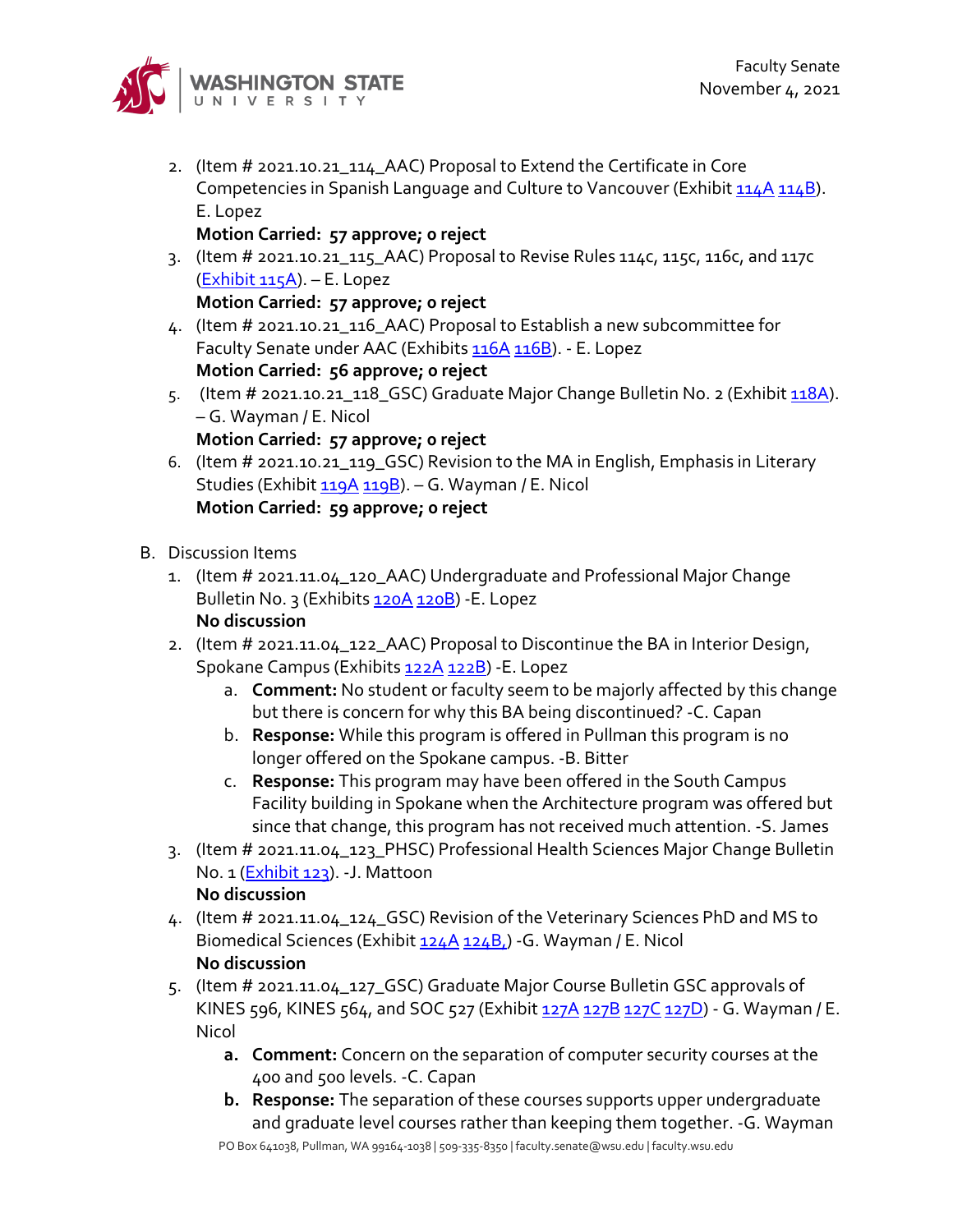2. (Item # 2021.10.21_114_AAC) Proposal to Extend the Certificate in Core Competencies in Spanish Language and Culture to Vancouver (Exhibit 114A 114B). E. Lopez
   **Motion Carried: 57 approve; 0 reject**
3. (Item # 2021.10.21_115_AAC) Proposal to Revise Rules 114c, 115c, 116c, and 117c (Exhibit 115A). – E. Lopez
   **Motion Carried: 57 approve; 0 reject**
4. (Item # 2021.10.21_116_AAC) Proposal to Establish a new subcommittee for Faculty Senate under AAC (Exhibits 116A 116B). - E. Lopez
   **Motion Carried: 56 approve; 0 reject**
5. (Item # 2021.10.21_118_GSC) Graduate Major Change Bulletin No. 2 (Exhibit 118A). – G. Wayman / E. Nicol
   **Motion Carried: 57 approve; 0 reject**
6. (Item # 2021.10.21_119_GSC) Revision to the MA in English, Emphasis in Literary Studies (Exhibit 119A 119B). – G. Wayman / E. Nicol
   **Motion Carried: 59 approve; 0 reject**

B. Discussion Items

1. (Item # 2021.11.04_120_AAC) Undergraduate and Professional Major Change Bulletin No. 3 (Exhibits 120A 120B) -E. Lopez
   **No discussion**
2. (Item # 2021.11.04_122_AAC) Proposal to Discontinue the BA in Interior Design, Spokane Campus (Exhibits 122A 122B) -E. Lopez
   a. **Comment:** No student or faculty seem to be majorly affected by this change but there is concern for why this BA being discontinued? -C. Capan
   b. **Response:** While this program is offered in Pullman this program is no longer offered on the Spokane campus. -B. Bitter
   c. **Response:** This program may have been offered in the South Campus Facility building in Spokane when the Architecture program was offered but since that change, this program has not received much attention. -S. James
3. (Item # 2021.11.04_123_PHSC) Professional Health Sciences Major Change Bulletin No. 1 (Exhibit 123). -J. Mattoon
   **No discussion**
4. (Item # 2021.11.04_124_GSC) Revision of the Veterinary Sciences PhD and MS to Biomedical Sciences (Exhibit 124A 124B,) -G. Wayman / E. Nicol
   **No discussion**
5. (Item # 2021.11.04_127_GSC) Graduate Major Course Bulletin GSC approvals of KINES 596, KINES 564, and SOC 527 (Exhibit 127A 127B 127C 127D) - G. Wayman / E. Nicol
   a. **Comment:** Concern on the separation of computer security courses at the 400 and 500 levels. -C. Capan
   b. **Response:** The separation of these courses supports upper undergraduate and graduate level courses rather than keeping them together. -G. Wayman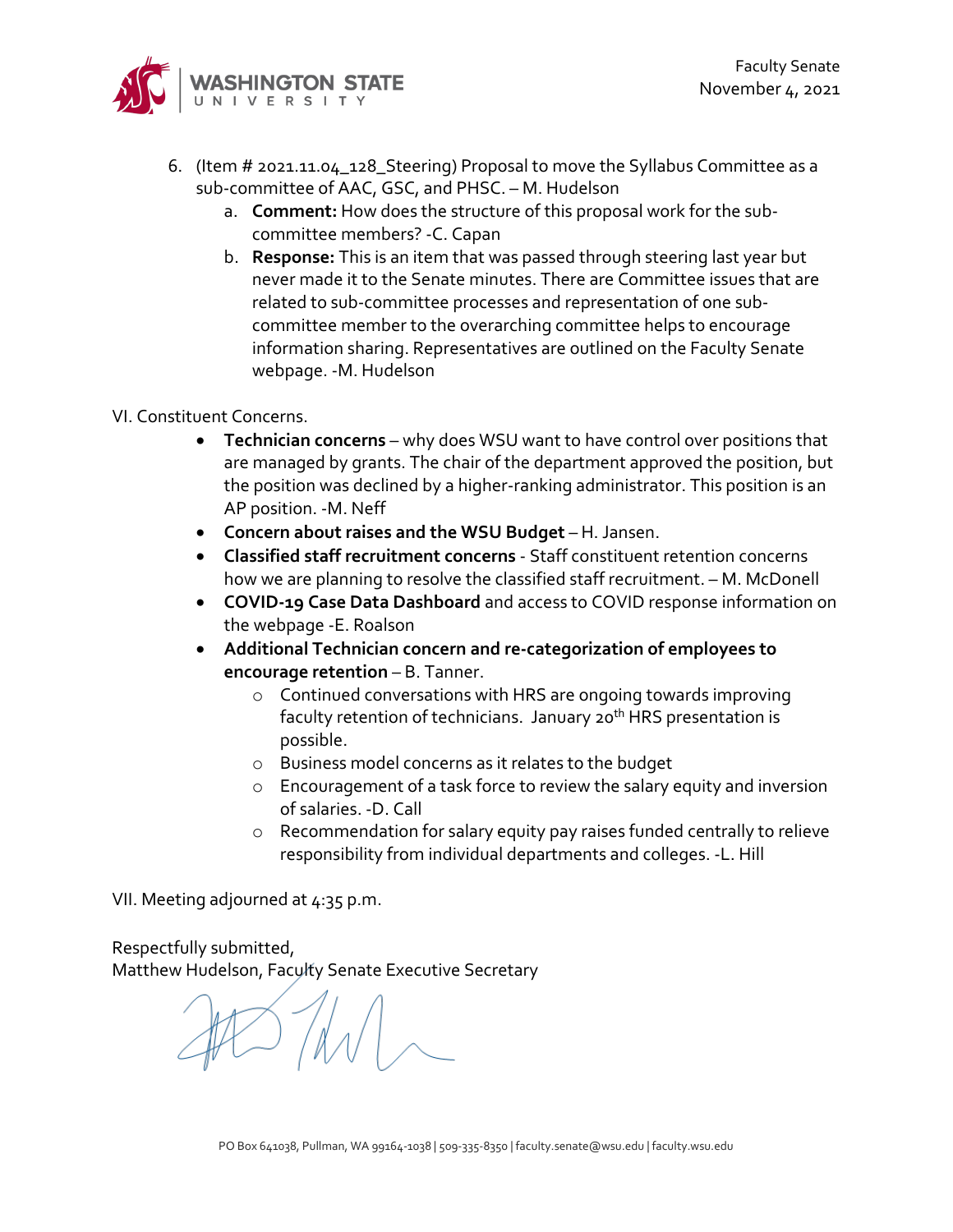6. (Item # 2021.11.04_128_Steering) Proposal to move the Syllabus Committee as a sub-committee of AAC, GSC, and PHSC. – M. Hudelson
   a. **Comment:** How does the structure of this proposal work for the sub-committee members? -C. Capan
   b. **Response:** This is an item that was passed through steering last year but never made it to the Senate minutes. There are Committee issues that are related to sub-committee processes and representation of one sub-committee member to the overarching committee helps to encourage information sharing. Representatives are outlined on the Faculty Senate webpage. -M. Hudelson

VI. Constituent Concerns.

- **Technician concerns** – why does WSU want to have control over positions that are managed by grants. The chair of the department approved the position, but the position was declined by a higher-ranking administrator. This position is an AP position. -M. Neff
- **Concern about raises and the WSU Budget** – H. Jansen.
- **Classified staff recruitment concerns** - Staff constituent retention concerns how we are planning to resolve the classified staff recruitment. – M. McDonell
- **COVID-19 Case Data Dashboard** and access to COVID response information on the webpage -E. Roalson
- **Additional Technician concern and re-categorization of employees to encourage retention** – B. Tanner.
  - Continued conversations with HRS are ongoing towards improving faculty retention of technicians. January 20th HRS presentation is possible.
  - Business model concerns as it relates to the budget
  - Encouragement of a task force to review the salary equity and inversion of salaries. -D. Call
  - Recommendation for salary equity pay raises funded centrally to relieve responsibility from individual departments and colleges. -L. Hill

VII. Meeting adjourned at 4:35 p.m.

Respectfully submitted,
Matthew Hudelson, Faculty Senate Executive Secretary